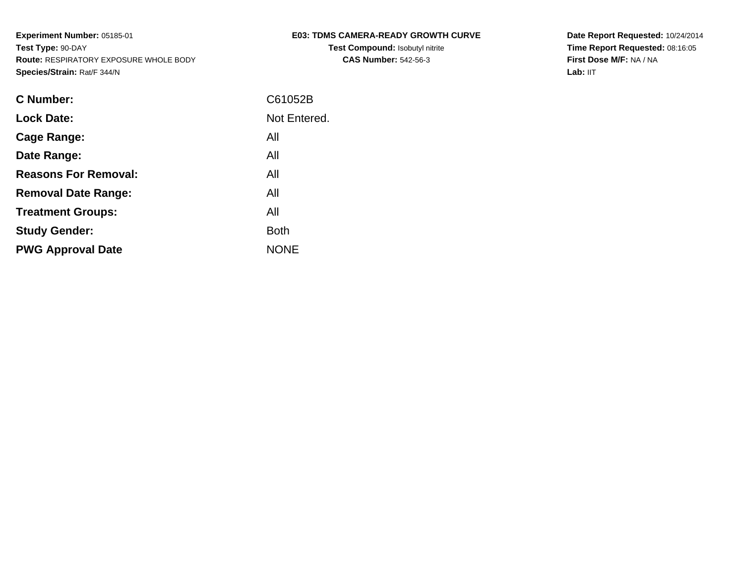**Experiment Number:** 05185-01
**Test Type:** 90-DAY
**Route:** RESPIRATORY EXPOSURE WHOLE BODY
**Species/Strain:** Rat/F 344/N

**E03: TDMS CAMERA-READY GROWTH CURVE**
**Test Compound:** Isobutyl nitrite
**CAS Number:** 542-56-3

**Date Report Requested:** 10/24/2014
**Time Report Requested:** 08:16:05
**First Dose M/F:** NA / NA
**Lab:** IIT

| | |
|---|---|
| **C Number:** | C61052B |
| **Lock Date:** | Not Entered. |
| **Cage Range:** | All |
| **Date Range:** | All |
| **Reasons For Removal:** | All |
| **Removal Date Range:** | All |
| **Treatment Groups:** | All |
| **Study Gender:** | Both |
| **PWG Approval Date** | NONE |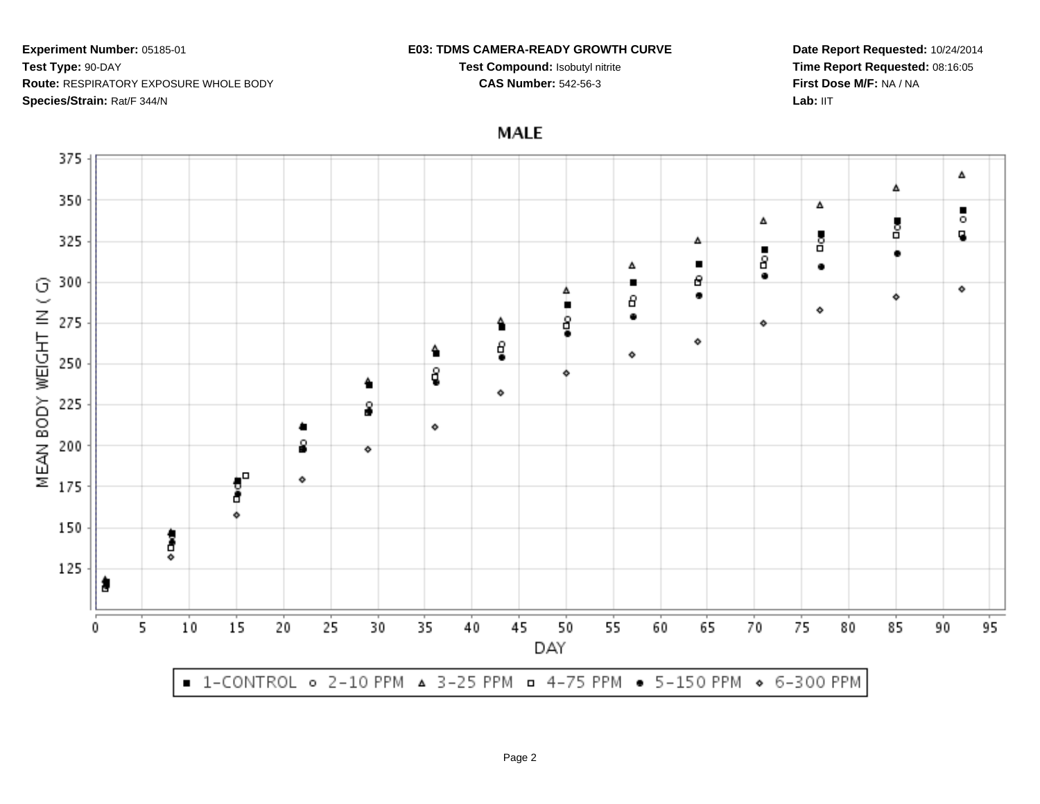**Experiment Number:** 05185-01
**Test Type:** 90-DAY
**Route:** RESPIRATORY EXPOSURE WHOLE BODY
**Species/Strain:** Rat/F 344/N

**E03: TDMS CAMERA-READY GROWTH CURVE**
**Test Compound:** Isobutyl nitrite
**CAS Number:** 542-56-3

**Date Report Requested:** 10/24/2014
**Time Report Requested:** 08:16:05
**First Dose M/F:** NA / NA
**Lab:** IIT

MALE

MEAN BODY WEIGHT IN ( G)

DAY

■ 1-CONTROL ○ 2-10 PPM △ 3-25 PPM □ 4-75 PPM ● 5-150 PPM ◇ 6-300 PPM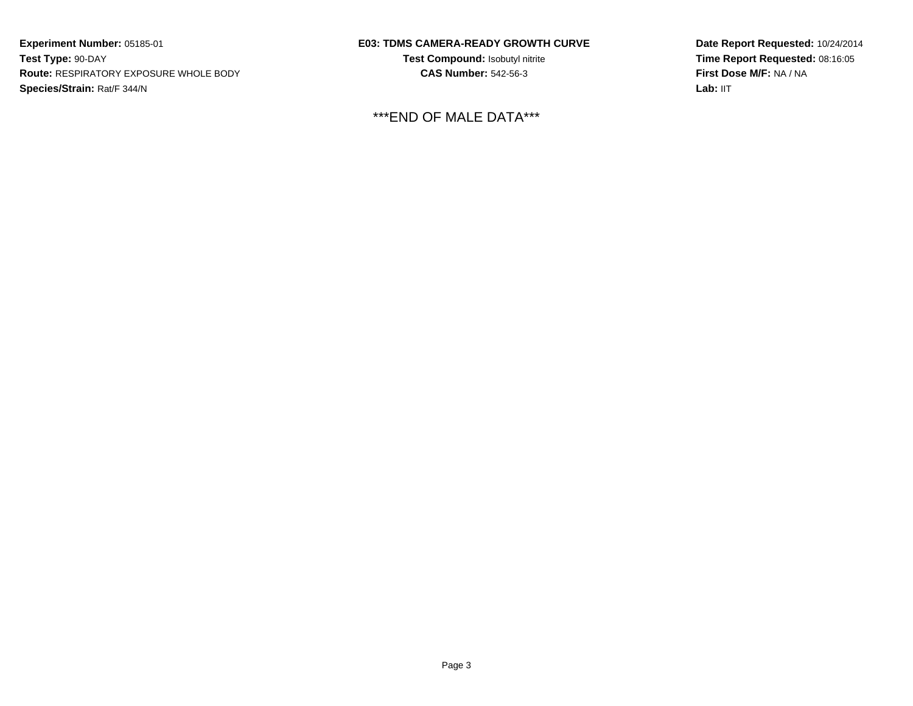**Experiment Number:** 05185-01
**Test Type:** 90-DAY
**Route:** RESPIRATORY EXPOSURE WHOLE BODY
**Species/Strain:** Rat/F 344/N

**E03: TDMS CAMERA-READY GROWTH CURVE**
**Test Compound:** Isobutyl nitrite
**CAS Number:** 542-56-3

**Date Report Requested:** 10/24/2014
**Time Report Requested:** 08:16:05
**First Dose M/F:** NA / NA
**Lab:** IIT

***END OF MALE DATA***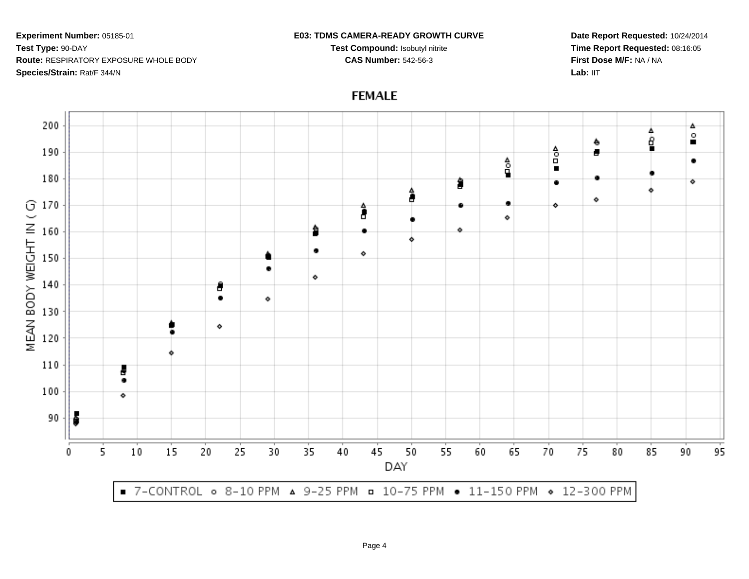**Experiment Number:** 05185-01
**Test Type:** 90-DAY
**Route:** RESPIRATORY EXPOSURE WHOLE BODY
**Species/Strain:** Rat/F 344/N

**E03: TDMS CAMERA-READY GROWTH CURVE**
**Test Compound:** Isobutyl nitrite
**CAS Number:** 542-56-3

**Date Report Requested:** 10/24/2014
**Time Report Requested:** 08:16:05
**First Dose M/F:** NA / NA
**Lab:** IIT

## FEMALE

MEAN BODY WEIGHT IN ( G) vs. DAY

■ 7-CONTROL ○ 8-10 PPM △ 9-25 PPM □ 10-75 PPM ● 11-150 PPM ◇ 12-300 PPM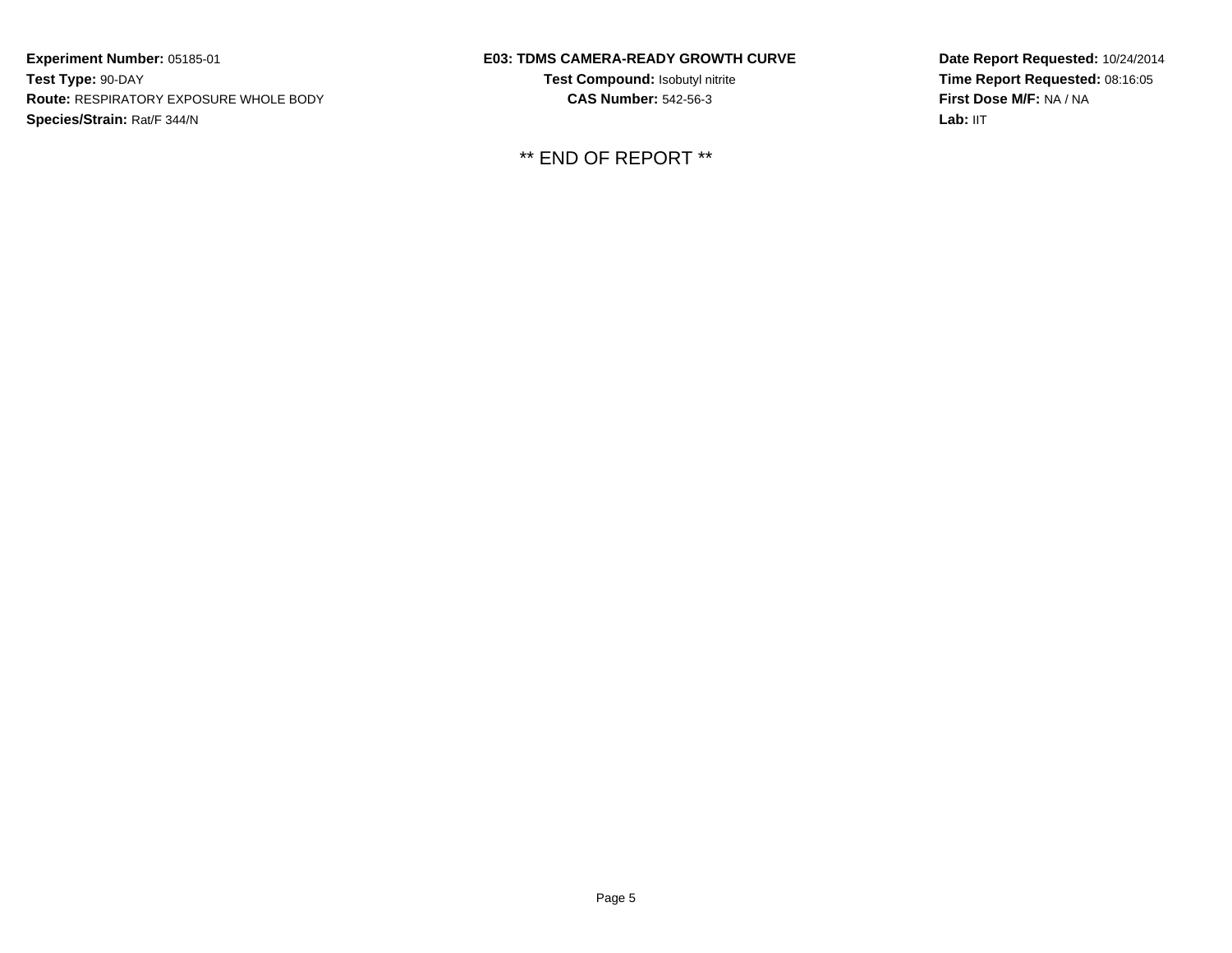**Experiment Number:** 05185-01
**Test Type:** 90-DAY
**Route:** RESPIRATORY EXPOSURE WHOLE BODY
**Species/Strain:** Rat/F 344/N

**E03: TDMS CAMERA-READY GROWTH CURVE**
**Test Compound:** Isobutyl nitrite
**CAS Number:** 542-56-3

**Date Report Requested:** 10/24/2014
**Time Report Requested:** 08:16:05
**First Dose M/F:** NA / NA
**Lab:** IIT

** END OF REPORT **